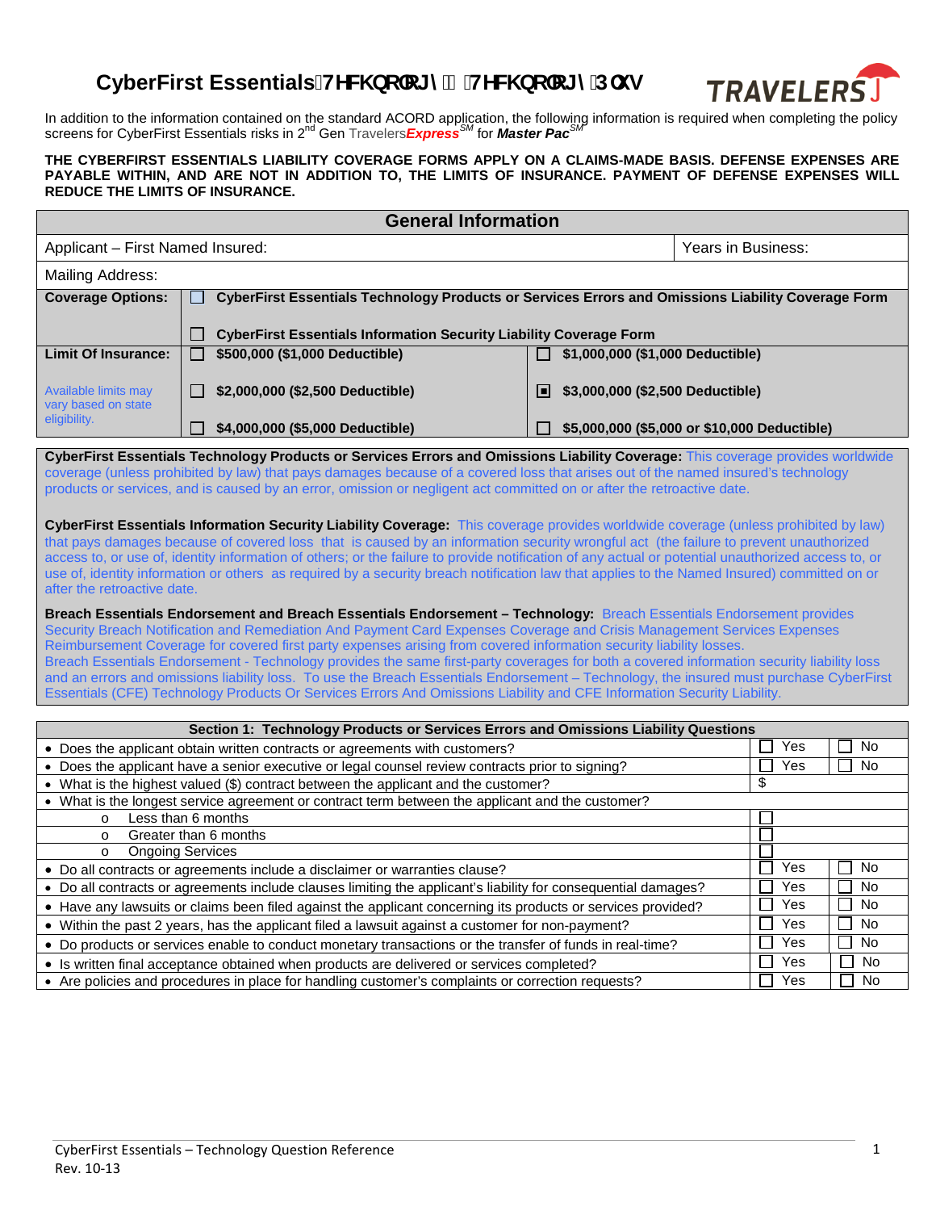# CyberFirst Essentials Technology – Technology Plus

In addition to the information contained on the standard ACORD application, the following information is required when completing the policy screens for CyberFirst Essentials risks in 2nd Gen Travelers***Express***SM for ***Master Pac***SM

**THE CYBERFIRST ESSENTIALS LIABILITY COVERAGE FORMS APPLY ON A CLAIMS-MADE BASIS. DEFENSE EXPENSES ARE PAYABLE WITHIN, AND ARE NOT IN ADDITION TO, THE LIMITS OF INSURANCE. PAYMENT OF DEFENSE EXPENSES WILL REDUCE THE LIMITS OF INSURANCE.**

| General Information | | |
|---|---|---|
| Applicant – First Named Insured: | | Years in Business: |
| Mailing Address: | | |
| **Coverage Options:** | ☐ **CyberFirst Essentials Technology Products or Services Errors and Omissions Liability Coverage Form**<br>☐ **CyberFirst Essentials Information Security Liability Coverage Form** | |
| **Limit Of Insurance:**<br>Available limits may vary based on state eligibility. | ☐ **$500,000 ($1,000 Deductible)**<br>☐ **$2,000,000 ($2,500 Deductible)**<br>☐ **$4,000,000 ($5,000 Deductible)** | ☐ **$1,000,000 ($1,000 Deductible)**<br>☒ **$3,000,000 ($2,500 Deductible)**<br>☐ **$5,000,000 ($5,000 or $10,000 Deductible)** |

**CyberFirst Essentials Technology Products or Services Errors and Omissions Liability Coverage:** This coverage provides worldwide coverage (unless prohibited by law) that pays damages because of a covered loss that arises out of the named insured's technology products or services, and is caused by an error, omission or negligent act committed on or after the retroactive date.

**CyberFirst Essentials Information Security Liability Coverage:** This coverage provides worldwide coverage (unless prohibited by law) that pays damages because of covered loss that is caused by an information security wrongful act (the failure to prevent unauthorized access to, or use of, identity information of others; or the failure to provide notification of any actual or potential unauthorized access to, or use of, identity information or others as required by a security breach notification law that applies to the Named Insured) committed on or after the retroactive date.

**Breach Essentials Endorsement and Breach Essentials Endorsement – Technology:** Breach Essentials Endorsement provides Security Breach Notification and Remediation And Payment Card Expenses Coverage and Crisis Management Services Expenses Reimbursement Coverage for covered first party expenses arising from covered information security liability losses. Breach Essentials Endorsement - Technology provides the same first-party coverages for both a covered information security liability loss and an errors and omissions liability loss. To use the Breach Essentials Endorsement – Technology, the insured must purchase CyberFirst Essentials (CFE) Technology Products Or Services Errors And Omissions Liability and CFE Information Security Liability.

| Section 1: Technology Products or Services Errors and Omissions Liability Questions | | |
|---|---|---|
| • Does the applicant obtain written contracts or agreements with customers? | ☐ Yes | ☐ No |
| • Does the applicant have a senior executive or legal counsel review contracts prior to signing? | ☐ Yes | ☐ No |
| • What is the highest valued ($) contract between the applicant and the customer? | $ | |
| • What is the longest service agreement or contract term between the applicant and the customer? | | |
| o Less than 6 months | ☐ | |
| o Greater than 6 months | ☐ | |
| o Ongoing Services | ☐ | |
| • Do all contracts or agreements include a disclaimer or warranties clause? | ☐ Yes | ☐ No |
| • Do all contracts or agreements include clauses limiting the applicant's liability for consequential damages? | ☐ Yes | ☐ No |
| • Have any lawsuits or claims been filed against the applicant concerning its products or services provided? | ☐ Yes | ☐ No |
| • Within the past 2 years, has the applicant filed a lawsuit against a customer for non-payment? | ☐ Yes | ☐ No |
| • Do products or services enable to conduct monetary transactions or the transfer of funds in real-time? | ☐ Yes | ☐ No |
| • Is written final acceptance obtained when products are delivered or services completed? | ☐ Yes | ☐ No |
| • Are policies and procedures in place for handling customer's complaints or correction requests? | ☐ Yes | ☐ No |

CyberFirst Essentials – Technology Question Reference
Rev. 10-13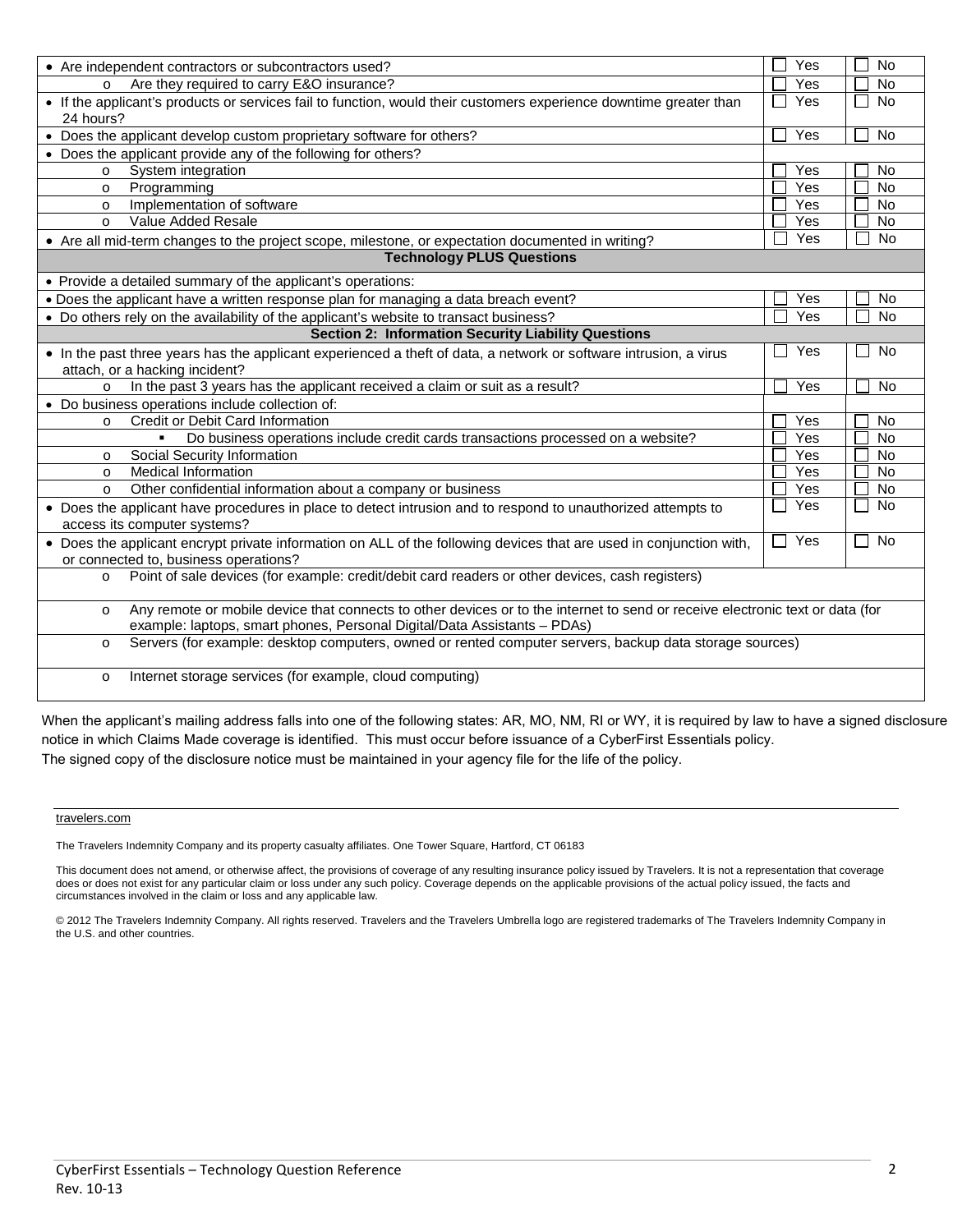| | | |
|---|---|---|
| • Are independent contractors or subcontractors used? | ☐ Yes | ☐ No |
| o Are they required to carry E&O insurance? | ☐ Yes | ☐ No |
| • If the applicant's products or services fail to function, would their customers experience downtime greater than 24 hours? | ☐ Yes | ☐ No |
| • Does the applicant develop custom proprietary software for others? | ☐ Yes | ☐ No |
| • Does the applicant provide any of the following for others? | | |
| o System integration | ☐ Yes | ☐ No |
| o Programming | ☐ Yes | ☐ No |
| o Implementation of software | ☐ Yes | ☐ No |
| o Value Added Resale | ☐ Yes | ☐ No |
| • Are all mid-term changes to the project scope, milestone, or expectation documented in writing? | ☐ Yes | ☐ No |
| **Technology PLUS Questions** | | |
| • Provide a detailed summary of the applicant's operations: | | |
| • Does the applicant have a written response plan for managing a data breach event? | ☐ Yes | ☐ No |
| • Do others rely on the availability of the applicant's website to transact business? | ☐ Yes | ☐ No |
| **Section 2: Information Security Liability Questions** | | |
| • In the past three years has the applicant experienced a theft of data, a network or software intrusion, a virus attach, or a hacking incident? | ☐ Yes | ☐ No |
| o In the past 3 years has the applicant received a claim or suit as a result? | ☐ Yes | ☐ No |
| • Do business operations include collection of: | | |
| o Credit or Debit Card Information | ☐ Yes | ☐ No |
| ▪ Do business operations include credit cards transactions processed on a website? | ☐ Yes | ☐ No |
| o Social Security Information | ☐ Yes | ☐ No |
| o Medical Information | ☐ Yes | ☐ No |
| o Other confidential information about a company or business | ☐ Yes | ☐ No |
| • Does the applicant have procedures in place to detect intrusion and to respond to unauthorized attempts to access its computer systems? | ☐ Yes | ☐ No |
| • Does the applicant encrypt private information on ALL of the following devices that are used in conjunction with, or connected to, business operations? | ☐ Yes | ☐ No |
| o Point of sale devices (for example: credit/debit card readers or other devices, cash registers) | | |
| o Any remote or mobile device that connects to other devices or to the internet to send or receive electronic text or data (for example: laptops, smart phones, Personal Digital/Data Assistants – PDAs) | | |
| o Servers (for example: desktop computers, owned or rented computer servers, backup data storage sources) | | |
| o Internet storage services (for example, cloud computing) | | |

When the applicant's mailing address falls into one of the following states: AR, MO, NM, RI or WY, it is required by law to have a signed disclosure notice in which Claims Made coverage is identified. This must occur before issuance of a CyberFirst Essentials policy.
The signed copy of the disclosure notice must be maintained in your agency file for the life of the policy.

travelers.com

The Travelers Indemnity Company and its property casualty affiliates. One Tower Square, Hartford, CT 06183

This document does not amend, or otherwise affect, the provisions of coverage of any resulting insurance policy issued by Travelers. It is not a representation that coverage does or does not exist for any particular claim or loss under any such policy. Coverage depends on the applicable provisions of the actual policy issued, the facts and circumstances involved in the claim or loss and any applicable law.

© 2012 The Travelers Indemnity Company. All rights reserved. Travelers and the Travelers Umbrella logo are registered trademarks of The Travelers Indemnity Company in the U.S. and other countries.

CyberFirst Essentials – Technology Question Reference
Rev. 10-13